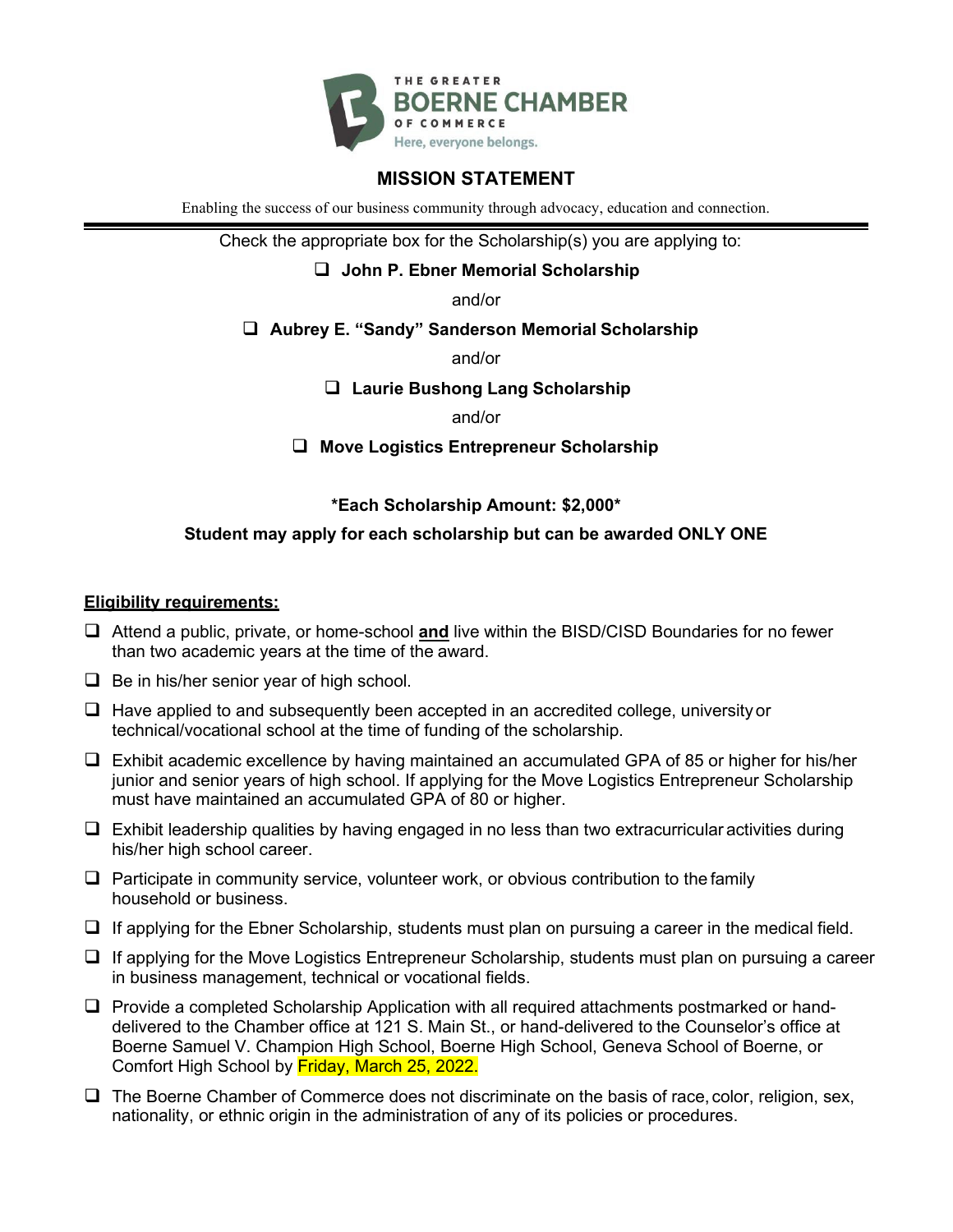THE GREATER **BOERNE CHAMBER** OF COMMERCE

Here, everyone belongs.

## MISSION STATEMENT

Enabling the success of our business community through advocacy, education and connection.

---

Check the appropriate box for the Scholarship(s) you are applying to:

- ❑ **John P. Ebner Memorial Scholarship**

and/or

- ❑ **Aubrey E. "Sandy" Sanderson Memorial Scholarship**

and/or

- ❑ **Laurie Bushong Lang Scholarship**

and/or

- ❑ **Move Logistics Entrepreneur Scholarship**

**\*Each Scholarship Amount: $2,000\***

**Student may apply for each scholarship but can be awarded ONLY ONE**

**Eligibility requirements:**

- ❑ Attend a public, private, or home-school **and** live within the BISD/CISD Boundaries for no fewer than two academic years at the time of the award.
- ❑ Be in his/her senior year of high school.
- ❑ Have applied to and subsequently been accepted in an accredited college, university or technical/vocational school at the time of funding of the scholarship.
- ❑ Exhibit academic excellence by having maintained an accumulated GPA of 85 or higher for his/her junior and senior years of high school. If applying for the Move Logistics Entrepreneur Scholarship must have maintained an accumulated GPA of 80 or higher.
- ❑ Exhibit leadership qualities by having engaged in no less than two extracurricular activities during his/her high school career.
- ❑ Participate in community service, volunteer work, or obvious contribution to the family household or business.
- ❑ If applying for the Ebner Scholarship, students must plan on pursuing a career in the medical field.
- ❑ If applying for the Move Logistics Entrepreneur Scholarship, students must plan on pursuing a career in business management, technical or vocational fields.
- ❑ Provide a completed Scholarship Application with all required attachments postmarked or hand-delivered to the Chamber office at 121 S. Main St., or hand-delivered to the Counselor's office at Boerne Samuel V. Champion High School, Boerne High School, Geneva School of Boerne, or Comfort High School by Friday, March 25, 2022.
- ❑ The Boerne Chamber of Commerce does not discriminate on the basis of race, color, religion, sex, nationality, or ethnic origin in the administration of any of its policies or procedures.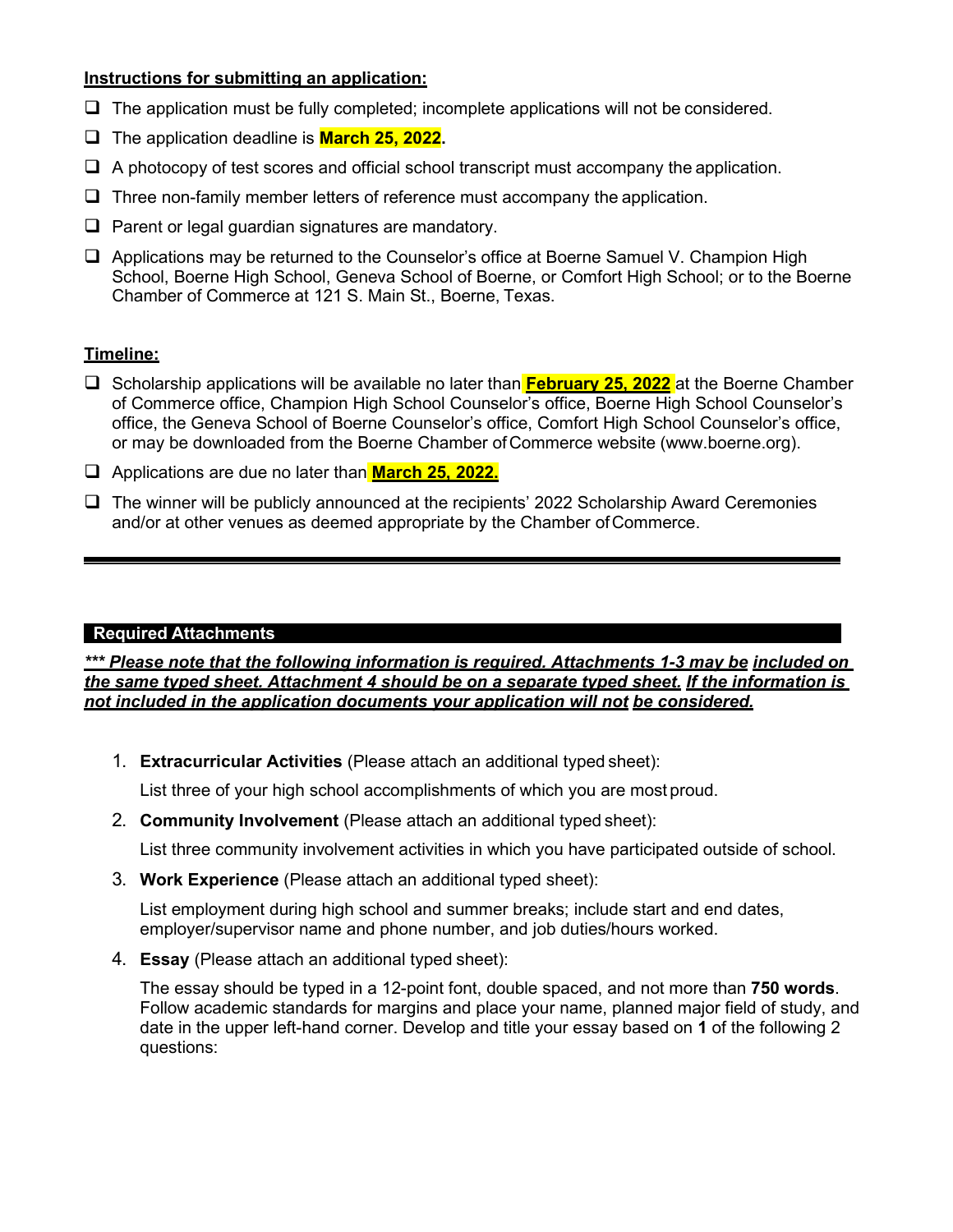**Instructions for submitting an application:**

- ☐ The application must be fully completed; incomplete applications will not be considered.
- ☐ The application deadline is **March 25, 2022**.
- ☐ A photocopy of test scores and official school transcript must accompany the application.
- ☐ Three non-family member letters of reference must accompany the application.
- ☐ Parent or legal guardian signatures are mandatory.
- ☐ Applications may be returned to the Counselor's office at Boerne Samuel V. Champion High School, Boerne High School, Geneva School of Boerne, or Comfort High School; or to the Boerne Chamber of Commerce at 121 S. Main St., Boerne, Texas.

**Timeline:**

- ☐ Scholarship applications will be available no later than **February 25, 2022** at the Boerne Chamber of Commerce office, Champion High School Counselor's office, Boerne High School Counselor's office, the Geneva School of Boerne Counselor's office, Comfort High School Counselor's office, or may be downloaded from the Boerne Chamber of Commerce website (www.boerne.org).
- ☐ Applications are due no later than **March 25, 2022.**
- ☐ The winner will be publicly announced at the recipients' 2022 Scholarship Award Ceremonies and/or at other venues as deemed appropriate by the Chamber of Commerce.

---

## Required Attachments

***\*\*\* Please note that the following information is required. Attachments 1-3 may be included on the same typed sheet. Attachment 4 should be on a separate typed sheet. If the information is not included in the application documents your application will not be considered.***

1. **Extracurricular Activities** (Please attach an additional typed sheet):

   List three of your high school accomplishments of which you are most proud.

2. **Community Involvement** (Please attach an additional typed sheet):

   List three community involvement activities in which you have participated outside of school.

3. **Work Experience** (Please attach an additional typed sheet):

   List employment during high school and summer breaks; include start and end dates, employer/supervisor name and phone number, and job duties/hours worked.

4. **Essay** (Please attach an additional typed sheet):

   The essay should be typed in a 12-point font, double spaced, and not more than **750 words**. Follow academic standards for margins and place your name, planned major field of study, and date in the upper left-hand corner. Develop and title your essay based on **1** of the following 2 questions: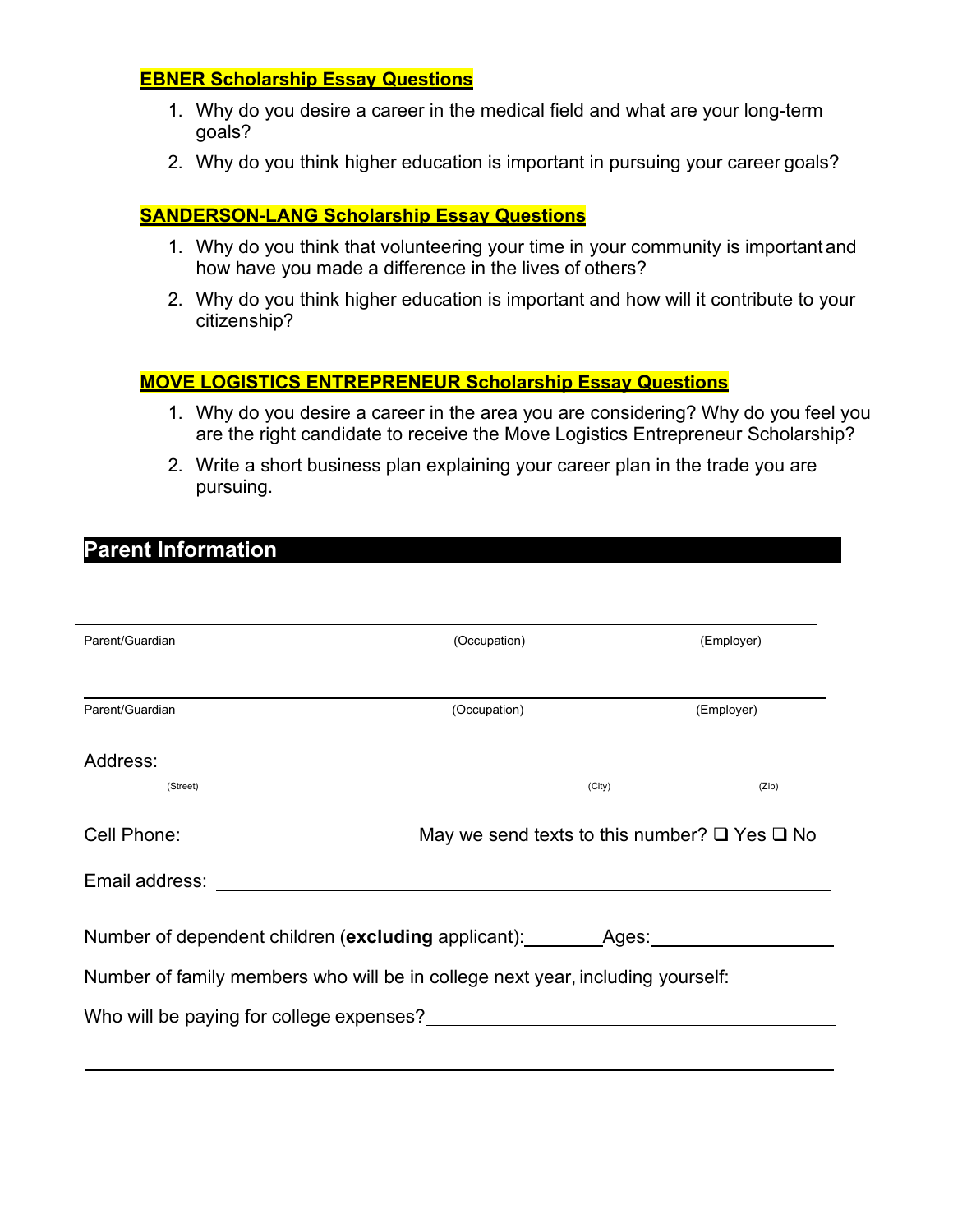**EBNER Scholarship Essay Questions**

1. Why do you desire a career in the medical field and what are your long-term goals?
2. Why do you think higher education is important in pursuing your career goals?

**SANDERSON-LANG Scholarship Essay Questions**

1. Why do you think that volunteering your time in your community is important and how have you made a difference in the lives of others?
2. Why do you think higher education is important and how will it contribute to your citizenship?

**MOVE LOGISTICS ENTREPRENEUR Scholarship Essay Questions**

1. Why do you desire a career in the area you are considering? Why do you feel you are the right candidate to receive the Move Logistics Entrepreneur Scholarship?
2. Write a short business plan explaining your career plan in the trade you are pursuing.

## Parent Information

______________________________________________________________________

Parent/Guardian (Occupation) (Employer)

______________________________________________________________________

Parent/Guardian (Occupation) (Employer)

Address: ______________________________________________________________
(Street) (City) (Zip)

Cell Phone: ______________________ May we send texts to this number? ❑ Yes ❑ No

Email address: ______________________________________________________

Number of dependent children (**excluding** applicant): ________ Ages: ________________

Number of family members who will be in college next year, including yourself: __________

Who will be paying for college expenses? ________________________________________

______________________________________________________________________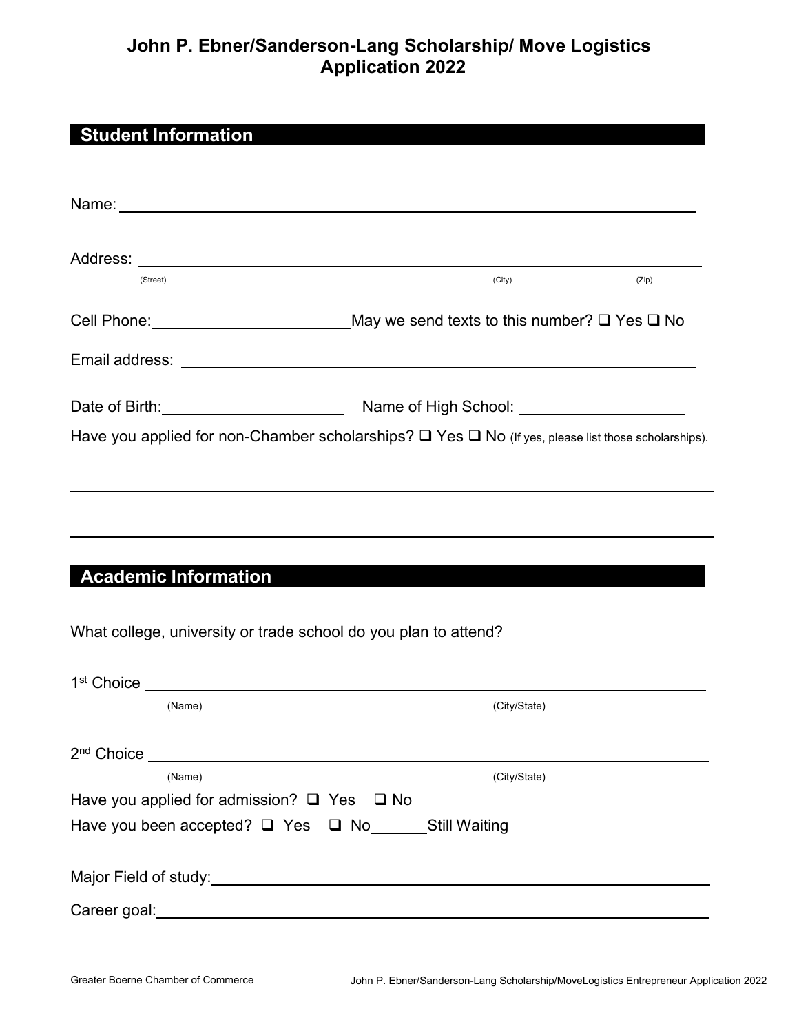# John P. Ebner/Sanderson-Lang Scholarship/ Move Logistics Application 2022

## Student Information

Name: ______________________________________________

Address: ______________________________________________
(Street) (City) (Zip)

Cell Phone: ______________________ May we send texts to this number? ❑ Yes ❑ No

Email address: ______________________________________________

Date of Birth: ____________________ Name of High School: ____________________

Have you applied for non-Chamber scholarships? ❑ Yes ❑ No (If yes, please list those scholarships).

______________________________________________

______________________________________________

## Academic Information

What college, university or trade school do you plan to attend?

1st Choice ______________________________________________
(Name) (City/State)

2nd Choice ______________________________________________
(Name) (City/State)

Have you applied for admission? ❑ Yes ❑ No

Have you been accepted? ❑ Yes ❑ No ______ Still Waiting

Major Field of study: ______________________________________________

Career goal: ______________________________________________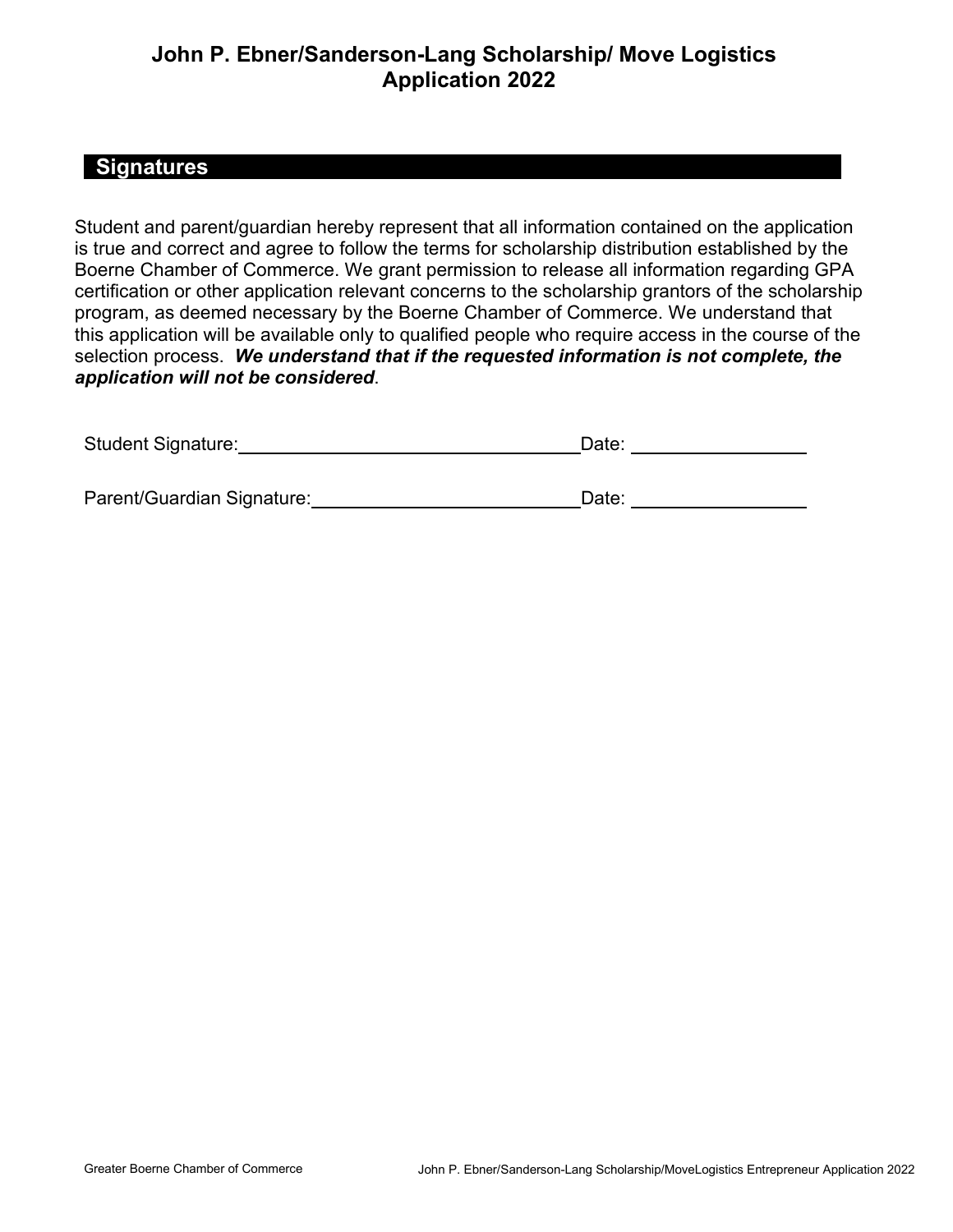# John P. Ebner/Sanderson-Lang Scholarship/ Move Logistics Application 2022

## Signatures

Student and parent/guardian hereby represent that all information contained on the application is true and correct and agree to follow the terms for scholarship distribution established by the Boerne Chamber of Commerce. We grant permission to release all information regarding GPA certification or other application relevant concerns to the scholarship grantors of the scholarship program, as deemed necessary by the Boerne Chamber of Commerce. We understand that this application will be available only to qualified people who require access in the course of the selection process. ***We understand that if the requested information is not complete, the application will not be considered***.

Student Signature:\_\_\_\_\_\_\_\_\_\_\_\_\_\_\_\_\_\_\_\_\_\_\_\_\_\_\_\_\_\_\_\_\_\_ Date: \_\_\_\_\_\_\_\_\_\_\_\_\_\_\_\_\_

Parent/Guardian Signature:\_\_\_\_\_\_\_\_\_\_\_\_\_\_\_\_\_\_\_\_\_\_\_\_\_\_\_ Date: \_\_\_\_\_\_\_\_\_\_\_\_\_\_\_\_\_